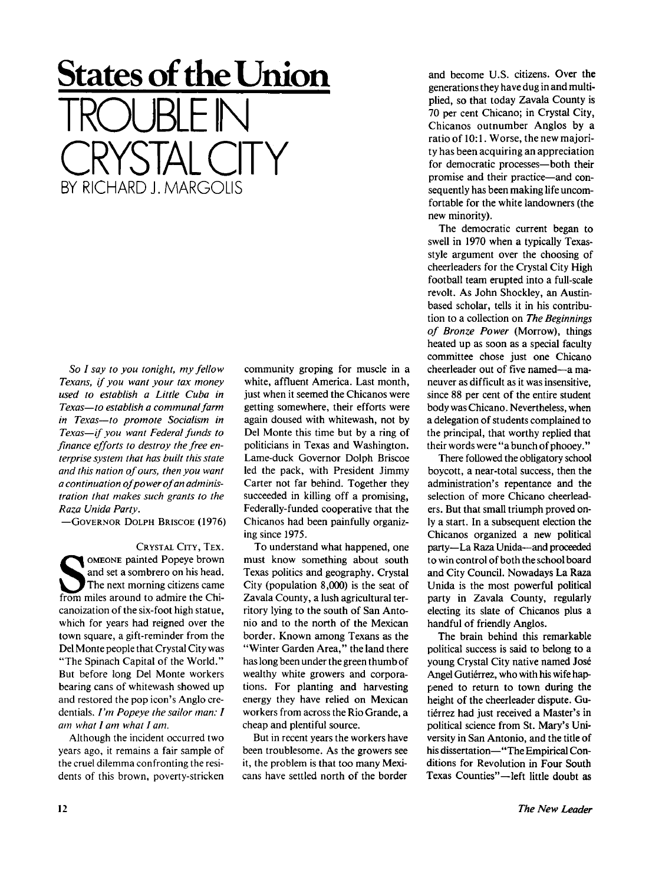# States of the Union

## TROUBLE IN CRYSTAL CITY

BY RICHARD J. MARGOLIS

*So I say to you tonight, my fellow Texans, if you want your tax money used to establish a Little Cuba in Texas—to establish a communal farm in Texas—to promote Socialism in Texas—if you want Federal funds to finance efforts to destroy the free enterprise system that has built this state and this nation of ours, then you want a continuation of power of an administration that makes such grants to the Raza Unida Party.*

—GOVERNOR DOLPH BRISCOE (1976)

CRYSTAL CITY, TEX.

SOMEONE painted Popeye brown and set a sombrero on his head. The next morning citizens came from miles around to admire the Chicanoization of the six-foot high statue, which for years had reigned over the town square, a gift-reminder from the Del Monte people that Crystal City was "The Spinach Capital of the World." But before long Del Monte workers bearing cans of whitewash showed up and restored the pop icon's Anglo credentials. *I'm Popeye the sailor man: I am what I am what I am.*

Although the incident occurred two years ago, it remains a fair sample of the cruel dilemma confronting the residents of this brown, poverty-stricken community groping for muscle in a white, affluent America. Last month, just when it seemed the Chicanos were getting somewhere, their efforts were again doused with whitewash, not by Del Monte this time but by a ring of politicians in Texas and Washington. Lame-duck Governor Dolph Briscoe led the pack, with President Jimmy Carter not far behind. Together they succeeded in killing off a promising, Federally-funded cooperative that the Chicanos had been painfully organizing since 1975.

To understand what happened, one must know something about south Texas politics and geography. Crystal City (population 8,000) is the seat of Zavala County, a lush agricultural territory lying to the south of San Antonio and to the north of the Mexican border. Known among Texans as the "Winter Garden Area," the land there has long been under the green thumb of wealthy white growers and corporations. For planting and harvesting energy they have relied on Mexican workers from across the Rio Grande, a cheap and plentiful source.

But in recent years the workers have been troublesome. As the growers see it, the problem is that too many Mexicans have settled north of the border and become U.S. citizens. Over the generations they have dug in and multiplied, so that today Zavala County is 70 per cent Chicano; in Crystal City, Chicanos outnumber Anglos by a ratio of 10:1. Worse, the new majority has been acquiring an appreciation for democratic processes—both their promise and their practice—and consequently has been making life uncomfortable for the white landowners (the new minority).

The democratic current began to swell in 1970 when a typically Texas-style argument over the choosing of cheerleaders for the Crystal City High football team erupted into a full-scale revolt. As John Shockley, an Austin-based scholar, tells it in his contribution to a collection on *The Beginnings of Bronze Power* (Morrow), things heated up as soon as a special faculty committee chose just one Chicano cheerleader out of five named—a maneuver as difficult as it was insensitive, since 88 per cent of the entire student body was Chicano. Nevertheless, when a delegation of students complained to the principal, that worthy replied that their words were "a bunch of phooey."

There followed the obligatory school boycott, a near-total success, then the administration's repentance and the selection of more Chicano cheerleaders. But that small triumph proved only a start. In a subsequent election the Chicanos organized a new political party—La Raza Unida—and proceeded to win control of both the school board and City Council. Nowadays La Raza Unida is the most powerful political party in Zavala County, regularly electing its slate of Chicanos plus a handful of friendly Anglos.

The brain behind this remarkable political success is said to belong to a young Crystal City native named José Angel Gutiérrez, who with his wife happened to return to town during the height of the cheerleader dispute. Gutiérrez had just received a Master's in political science from St. Mary's University in San Antonio, and the title of his dissertation—"The Empirical Conditions for Revolution in Four South Texas Counties"—left little doubt as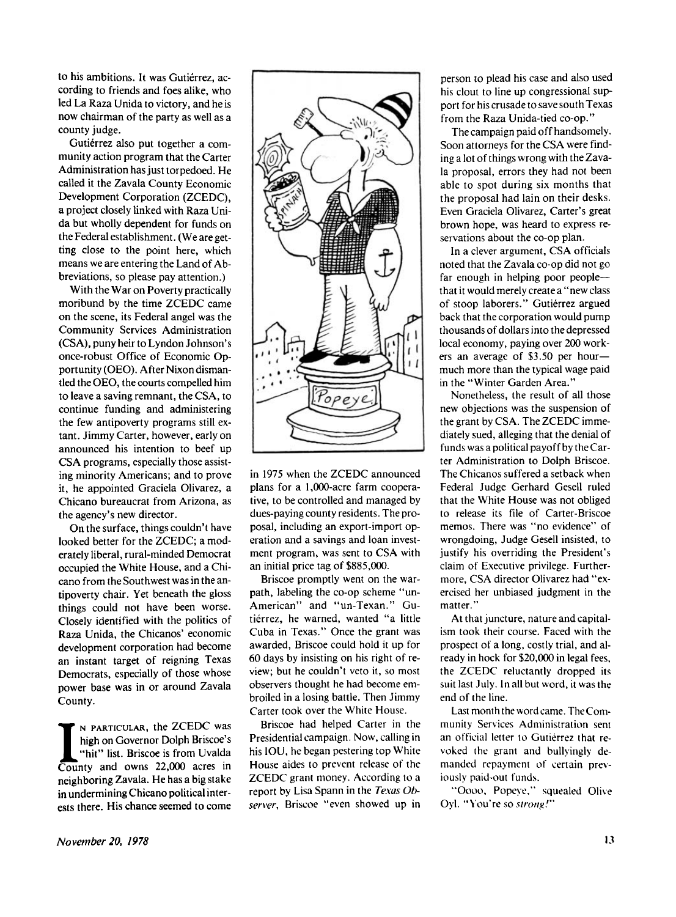to his ambitions. It was Gutiérrez, according to friends and foes alike, who led La Raza Unida to victory, and he is now chairman of the party as well as a county judge.

Gutiérrez also put together a community action program that the Carter Administration has just torpedoed. He called it the Zavala County Economic Development Corporation (ZCEDC), a project closely linked with Raza Unida but wholly dependent for funds on the Federal establishment. (We are getting close to the point here, which means we are entering the Land of Abbreviations, so please pay attention.)

With the War on Poverty practically moribund by the time ZCEDC came on the scene, its Federal angel was the Community Services Administration (CSA), puny heir to Lyndon Johnson's once-robust Office of Economic Opportunity (OEO). After Nixon dismantled the OEO, the courts compelled him to leave a saving remnant, the CSA, to continue funding and administering the few antipoverty programs still extant. Jimmy Carter, however, early on announced his intention to beef up CSA programs, especially those assisting minority Americans; and to prove it, he appointed Graciela Olivarez, a Chicano bureaucrat from Arizona, as the agency's new director.

On the surface, things couldn't have looked better for the ZCEDC; a moderately liberal, rural-minded Democrat occupied the White House, and a Chicano from the Southwest was in the antipoverty chair. Yet beneath the gloss things could not have been worse. Closely identified with the politics of Raza Unida, the Chicanos' economic development corporation had become an instant target of reigning Texas Democrats, especially of those whose power base was in or around Zavala County.

In particular, the ZCEDC was high on Governor Dolph Briscoe's "hit" list. Briscoe is from Uvalda County and owns 22,000 acres in neighboring Zavala. He has a big stake in undermining Chicano political interests there. His chance seemed to come in 1975 when the ZCEDC announced plans for a 1,000-acre farm cooperative, to be controlled and managed by dues-paying county residents. The proposal, including an export-import operation and a savings and loan investment program, was sent to CSA with an initial price tag of $885,000.

Briscoe promptly went on the warpath, labeling the co-op scheme "un-American" and "un-Texan." Gutiérrez, he warned, wanted "a little Cuba in Texas." Once the grant was awarded, Briscoe could hold it up for 60 days by insisting on his right of review; but he couldn't veto it, so most observers thought he had become embroiled in a losing battle. Then Jimmy Carter took over the White House.

Briscoe had helped Carter in the Presidential campaign. Now, calling in his IOU, he began pestering top White House aides to prevent release of the ZCEDC grant money. According to a report by Lisa Spann in the *Texas Observer*, Briscoe "even showed up in person to plead his case and also used his clout to line up congressional support for his crusade to save south Texas from the Raza Unida-tied co-op."

The campaign paid off handsomely. Soon attorneys for the CSA were finding a lot of things wrong with the Zavala proposal, errors they had not been able to spot during six months that the proposal had lain on their desks. Even Graciela Olivarez, Carter's great brown hope, was heard to express reservations about the co-op plan.

In a clever argument, CSA officials noted that the Zavala co-op did not go far enough in helping poor people—that it would merely create a "new class of stoop laborers." Gutiérrez argued back that the corporation would pump thousands of dollars into the depressed local economy, paying over 200 workers an average of $3.50 per hour—much more than the typical wage paid in the "Winter Garden Area."

Nonetheless, the result of all those new objections was the suspension of the grant by CSA. The ZCEDC immediately sued, alleging that the denial of funds was a political payoff by the Carter Administration to Dolph Briscoe. The Chicanos suffered a setback when Federal Judge Gerhard Gesell ruled that the White House was not obliged to release its file of Carter-Briscoe memos. There was "no evidence" of wrongdoing, Judge Gesell insisted, to justify his overriding the President's claim of Executive privilege. Furthermore, CSA director Olivarez had "exercised her unbiased judgment in the matter."

At that juncture, nature and capitalism took their course. Faced with the prospect of a long, costly trial, and already in hock for $20,000 in legal fees, the ZCEDC reluctantly dropped its suit last July. In all but word, it was the end of the line.

Last month the word came. The Community Services Administration sent an official letter to Gutiérrez that revoked the grant and bullyingly demanded repayment of certain previously paid-out funds.

"Oooo, Popeye," squealed Olive Oyl. "You're so *strong!*"